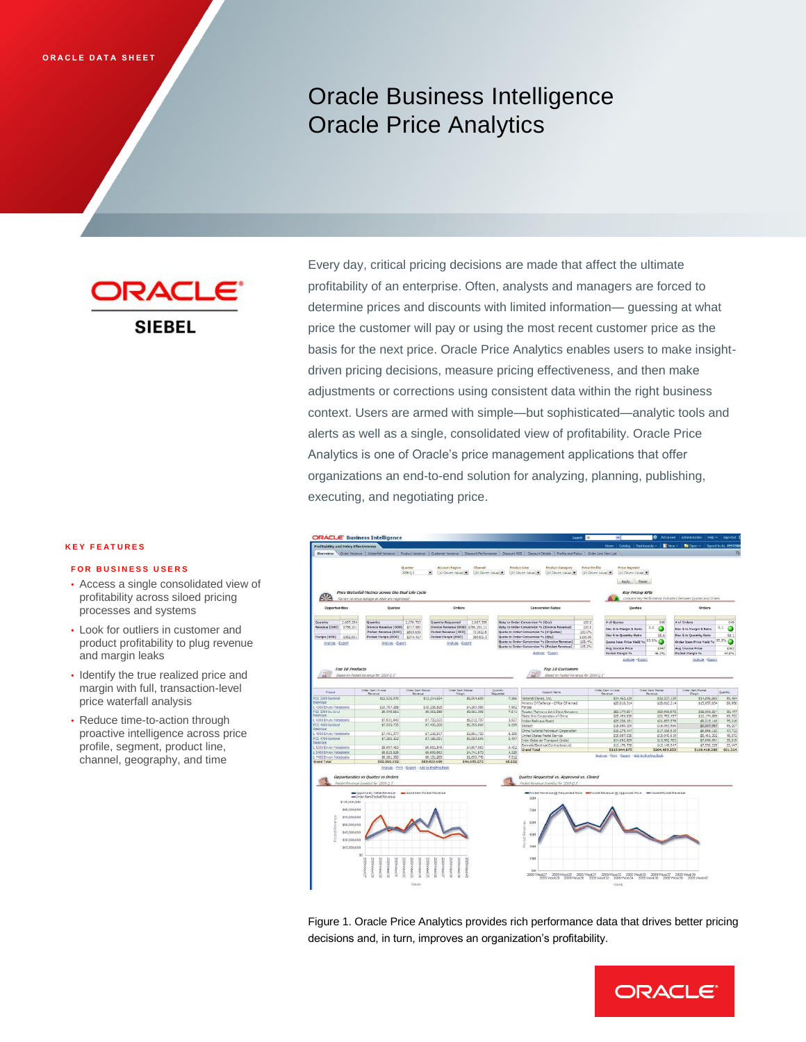ORACLE DATA SHEET

# Oracle Business Intelligence Oracle Price Analytics

Every day, critical pricing decisions are made that affect the ultimate profitability of an enterprise. Often, analysts and managers are forced to determine prices and discounts with limited information— guessing at what price the customer will pay or using the most recent customer price as the basis for the next price. Oracle Price Analytics enables users to make insight-driven pricing decisions, measure pricing effectiveness, and then make adjustments or corrections using consistent data within the right business context. Users are armed with simple—but sophisticated—analytic tools and alerts as well as a single, consolidated view of profitability. Oracle Price Analytics is one of Oracle's price management applications that offer organizations an end-to-end solution for analyzing, planning, publishing, executing, and negotiating price.

## KEY FEATURES

### FOR BUSINESS USERS

- Access a single consolidated view of profitability across siloed pricing processes and systems
- Look for outliers in customer and product profitability to plug revenue and margin leaks
- Identify the true realized price and margin with full, transaction-level price waterfall analysis
- Reduce time-to-action through proactive intelligence across price profile, segment, product line, channel, geography, and time

Figure 1. Oracle Price Analytics provides rich performance data that drives better pricing decisions and, in turn, improves an organization's profitability.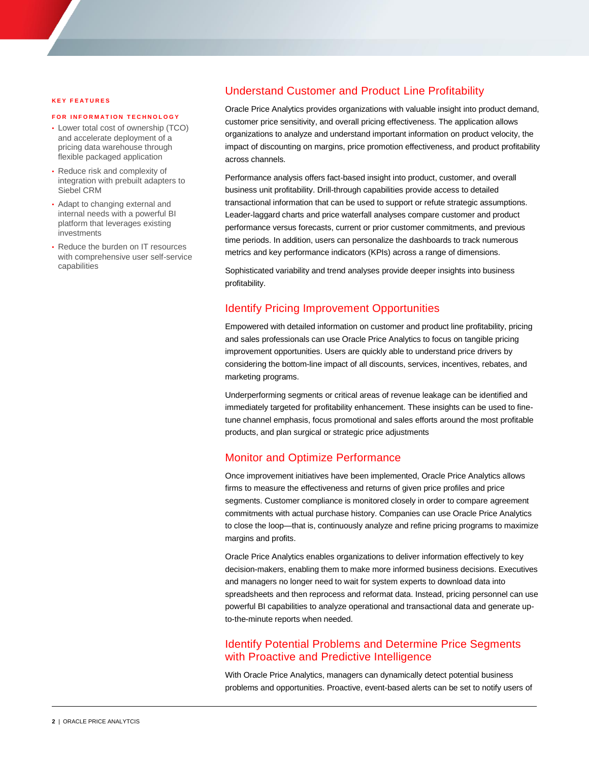**KEY FEATURES**

**FOR INFORMATION TECHNOLOGY**

- Lower total cost of ownership (TCO) and accelerate deployment of a pricing data warehouse through flexible packaged application
- Reduce risk and complexity of integration with prebuilt adapters to Siebel CRM
- Adapt to changing external and internal needs with a powerful BI platform that leverages existing investments
- Reduce the burden on IT resources with comprehensive user self-service capabilities

## Understand Customer and Product Line Profitability

Oracle Price Analytics provides organizations with valuable insight into product demand, customer price sensitivity, and overall pricing effectiveness. The application allows organizations to analyze and understand important information on product velocity, the impact of discounting on margins, price promotion effectiveness, and product profitability across channels.

Performance analysis offers fact-based insight into product, customer, and overall business unit profitability. Drill-through capabilities provide access to detailed transactional information that can be used to support or refute strategic assumptions. Leader-laggard charts and price waterfall analyses compare customer and product performance versus forecasts, current or prior customer commitments, and previous time periods. In addition, users can personalize the dashboards to track numerous metrics and key performance indicators (KPIs) across a range of dimensions.

Sophisticated variability and trend analyses provide deeper insights into business profitability.

## Identify Pricing Improvement Opportunities

Empowered with detailed information on customer and product line profitability, pricing and sales professionals can use Oracle Price Analytics to focus on tangible pricing improvement opportunities. Users are quickly able to understand price drivers by considering the bottom-line impact of all discounts, services, incentives, rebates, and marketing programs.

Underperforming segments or critical areas of revenue leakage can be identified and immediately targeted for profitability enhancement. These insights can be used to fine-tune channel emphasis, focus promotional and sales efforts around the most profitable products, and plan surgical or strategic price adjustments

## Monitor and Optimize Performance

Once improvement initiatives have been implemented, Oracle Price Analytics allows firms to measure the effectiveness and returns of given price profiles and price segments. Customer compliance is monitored closely in order to compare agreement commitments with actual purchase history. Companies can use Oracle Price Analytics to close the loop—that is, continuously analyze and refine pricing programs to maximize margins and profits.

Oracle Price Analytics enables organizations to deliver information effectively to key decision-makers, enabling them to make more informed business decisions. Executives and managers no longer need to wait for system experts to download data into spreadsheets and then reprocess and reformat data. Instead, pricing personnel can use powerful BI capabilities to analyze operational and transactional data and generate up-to-the-minute reports when needed.

## Identify Potential Problems and Determine Price Segments with Proactive and Predictive Intelligence

With Oracle Price Analytics, managers can dynamically detect potential business problems and opportunities. Proactive, event-based alerts can be set to notify users of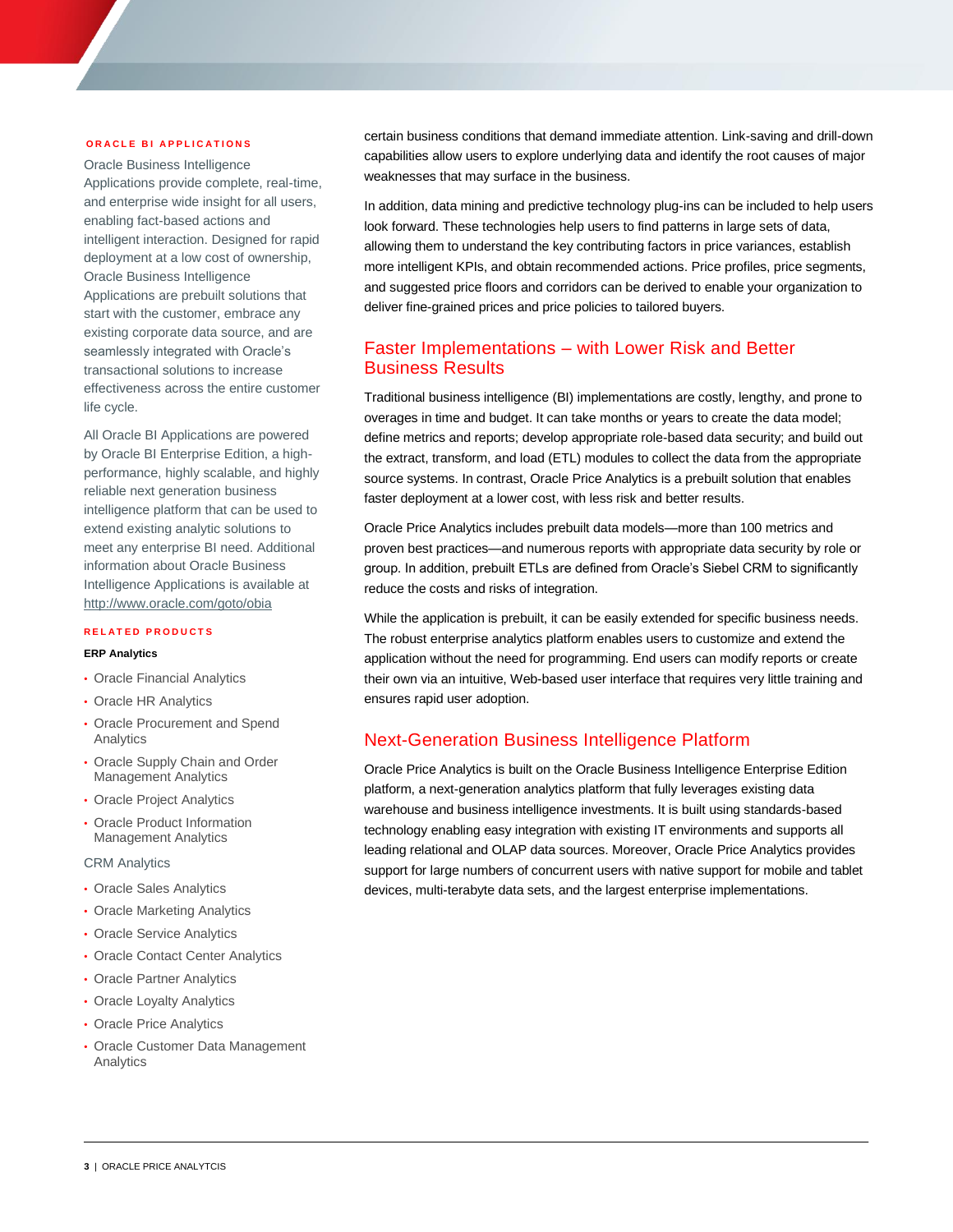#### ORACLE BI APPLICATIONS

Oracle Business Intelligence Applications provide complete, real-time, and enterprise wide insight for all users, enabling fact-based actions and intelligent interaction. Designed for rapid deployment at a low cost of ownership, Oracle Business Intelligence Applications are prebuilt solutions that start with the customer, embrace any existing corporate data source, and are seamlessly integrated with Oracle's transactional solutions to increase effectiveness across the entire customer life cycle.

All Oracle BI Applications are powered by Oracle BI Enterprise Edition, a high-performance, highly scalable, and highly reliable next generation business intelligence platform that can be used to extend existing analytic solutions to meet any enterprise BI need. Additional information about Oracle Business Intelligence Applications is available at http://www.oracle.com/goto/obia

#### RELATED PRODUCTS

**ERP Analytics**

- Oracle Financial Analytics
- Oracle HR Analytics
- Oracle Procurement and Spend Analytics
- Oracle Supply Chain and Order Management Analytics
- Oracle Project Analytics
- Oracle Product Information Management Analytics

CRM Analytics

- Oracle Sales Analytics
- Oracle Marketing Analytics
- Oracle Service Analytics
- Oracle Contact Center Analytics
- Oracle Partner Analytics
- Oracle Loyalty Analytics
- Oracle Price Analytics
- Oracle Customer Data Management Analytics

certain business conditions that demand immediate attention. Link-saving and drill-down capabilities allow users to explore underlying data and identify the root causes of major weaknesses that may surface in the business.

In addition, data mining and predictive technology plug-ins can be included to help users look forward. These technologies help users to find patterns in large sets of data, allowing them to understand the key contributing factors in price variances, establish more intelligent KPIs, and obtain recommended actions. Price profiles, price segments, and suggested price floors and corridors can be derived to enable your organization to deliver fine-grained prices and price policies to tailored buyers.

## Faster Implementations – with Lower Risk and Better Business Results

Traditional business intelligence (BI) implementations are costly, lengthy, and prone to overages in time and budget. It can take months or years to create the data model; define metrics and reports; develop appropriate role-based data security; and build out the extract, transform, and load (ETL) modules to collect the data from the appropriate source systems. In contrast, Oracle Price Analytics is a prebuilt solution that enables faster deployment at a lower cost, with less risk and better results.

Oracle Price Analytics includes prebuilt data models—more than 100 metrics and proven best practices—and numerous reports with appropriate data security by role or group. In addition, prebuilt ETLs are defined from Oracle's Siebel CRM to significantly reduce the costs and risks of integration.

While the application is prebuilt, it can be easily extended for specific business needs. The robust enterprise analytics platform enables users to customize and extend the application without the need for programming. End users can modify reports or create their own via an intuitive, Web-based user interface that requires very little training and ensures rapid user adoption.

## Next-Generation Business Intelligence Platform

Oracle Price Analytics is built on the Oracle Business Intelligence Enterprise Edition platform, a next-generation analytics platform that fully leverages existing data warehouse and business intelligence investments. It is built using standards-based technology enabling easy integration with existing IT environments and supports all leading relational and OLAP data sources. Moreover, Oracle Price Analytics provides support for large numbers of concurrent users with native support for mobile and tablet devices, multi-terabyte data sets, and the largest enterprise implementations.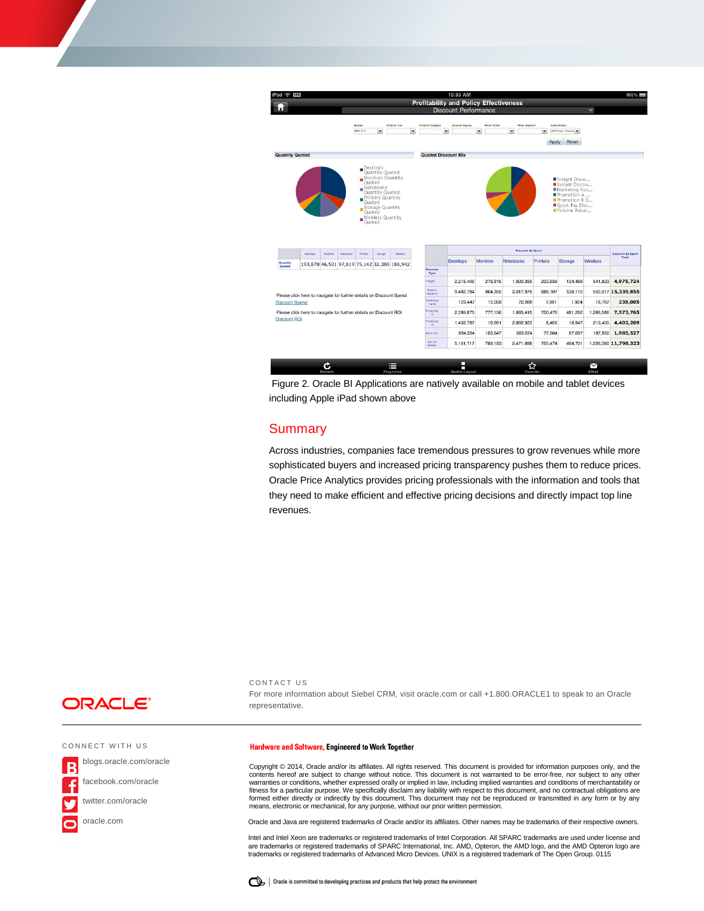Figure 2. Oracle BI Applications are natively available on mobile and tablet devices including Apple iPad shown above

## Summary

Across industries, companies face tremendous pressures to grow revenues while more sophisticated buyers and increased pricing transparency pushes them to reduce prices. Oracle Price Analytics provides pricing professionals with the information and tools that they need to make efficient and effective pricing decisions and directly impact top line revenues.

CONTACT US

For more information about Siebel CRM, visit oracle.com or call +1.800.ORACLE1 to speak to an Oracle representative.

ORACLE

CONNECT WITH US

blogs.oracle.com/oracle

facebook.com/oracle

twitter.com/oracle

oracle.com

**Hardware and Software, Engineered to Work Together**

Copyright © 2014, Oracle and/or its affiliates. All rights reserved. This document is provided for information purposes only, and the contents hereof are subject to change without notice. This document is not warranted to be error-free, nor subject to any other warranties or conditions, whether expressed orally or implied in law, including implied warranties and conditions of merchantability or fitness for a particular purpose. We specifically disclaim any liability with respect to this document, and no contractual obligations are formed either directly or indirectly by this document. This document may not be reproduced or transmitted in any form or by any means, electronic or mechanical, for any purpose, without our prior written permission.

Oracle and Java are registered trademarks of Oracle and/or its affiliates. Other names may be trademarks of their respective owners.

Intel and Intel Xeon are trademarks or registered trademarks of Intel Corporation. All SPARC trademarks are used under license and are trademarks or registered trademarks of SPARC International, Inc. AMD, Opteron, the AMD logo, and the AMD Opteron logo are trademarks or registered trademarks of Advanced Micro Devices. UNIX is a registered trademark of The Open Group. 0115

Oracle is committed to developing practices and products that help protect the environment